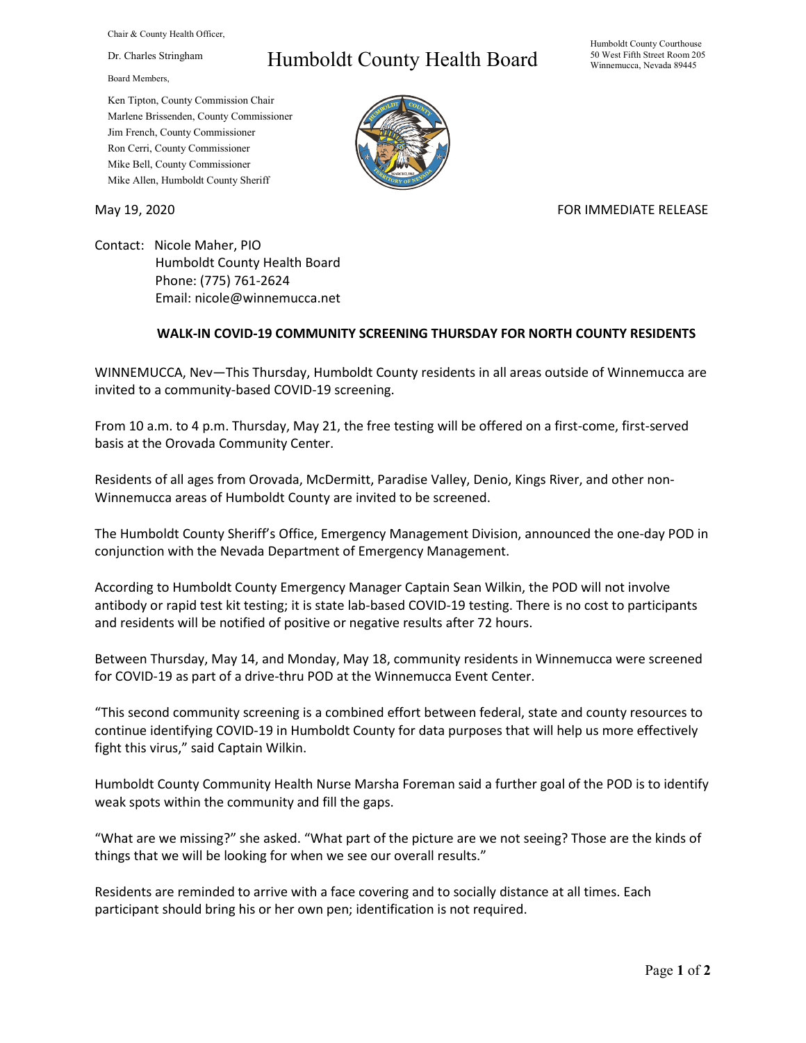Chair & County Health Officer,

Dr. Charles Stringham

# Humboldt County Health Board

Humboldt County Courthouse
50 West Fifth Street Room 205
Winnemucca, Nevada 89445

Board Members,

Ken Tipton, County Commission Chair
Marlene Brissenden, County Commissioner
Jim French, County Commissioner
Ron Cerri, County Commissioner
Mike Bell, County Commissioner
Mike Allen, Humboldt County Sheriff

May 19, 2020

FOR IMMEDIATE RELEASE

Contact: Nicole Maher, PIO
Humboldt County Health Board
Phone: (775) 761-2624
Email: nicole@winnemucca.net

## WALK-IN COVID-19 COMMUNITY SCREENING THURSDAY FOR NORTH COUNTY RESIDENTS

WINNEMUCCA, Nev—This Thursday, Humboldt County residents in all areas outside of Winnemucca are invited to a community-based COVID-19 screening.

From 10 a.m. to 4 p.m. Thursday, May 21, the free testing will be offered on a first-come, first-served basis at the Orovada Community Center.

Residents of all ages from Orovada, McDermitt, Paradise Valley, Denio, Kings River, and other non-Winnemucca areas of Humboldt County are invited to be screened.

The Humboldt County Sheriff's Office, Emergency Management Division, announced the one-day POD in conjunction with the Nevada Department of Emergency Management.

According to Humboldt County Emergency Manager Captain Sean Wilkin, the POD will not involve antibody or rapid test kit testing; it is state lab-based COVID-19 testing. There is no cost to participants and residents will be notified of positive or negative results after 72 hours.

Between Thursday, May 14, and Monday, May 18, community residents in Winnemucca were screened for COVID-19 as part of a drive-thru POD at the Winnemucca Event Center.

"This second community screening is a combined effort between federal, state and county resources to continue identifying COVID-19 in Humboldt County for data purposes that will help us more effectively fight this virus," said Captain Wilkin.

Humboldt County Community Health Nurse Marsha Foreman said a further goal of the POD is to identify weak spots within the community and fill the gaps.

"What are we missing?" she asked. "What part of the picture are we not seeing? Those are the kinds of things that we will be looking for when we see our overall results."

Residents are reminded to arrive with a face covering and to socially distance at all times. Each participant should bring his or her own pen; identification is not required.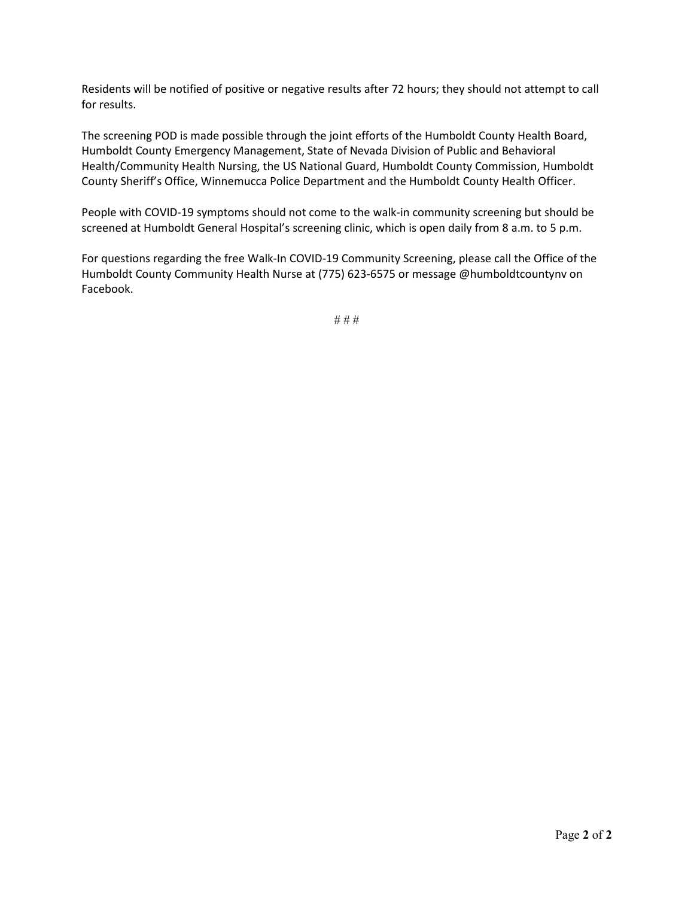Residents will be notified of positive or negative results after 72 hours; they should not attempt to call for results.

The screening POD is made possible through the joint efforts of the Humboldt County Health Board, Humboldt County Emergency Management, State of Nevada Division of Public and Behavioral Health/Community Health Nursing, the US National Guard, Humboldt County Commission, Humboldt County Sheriff's Office, Winnemucca Police Department and the Humboldt County Health Officer.

People with COVID-19 symptoms should not come to the walk-in community screening but should be screened at Humboldt General Hospital's screening clinic, which is open daily from 8 a.m. to 5 p.m.

For questions regarding the free Walk-In COVID-19 Community Screening, please call the Office of the Humboldt County Community Health Nurse at (775) 623-6575 or message @humboldtcountynv on Facebook.

# # #